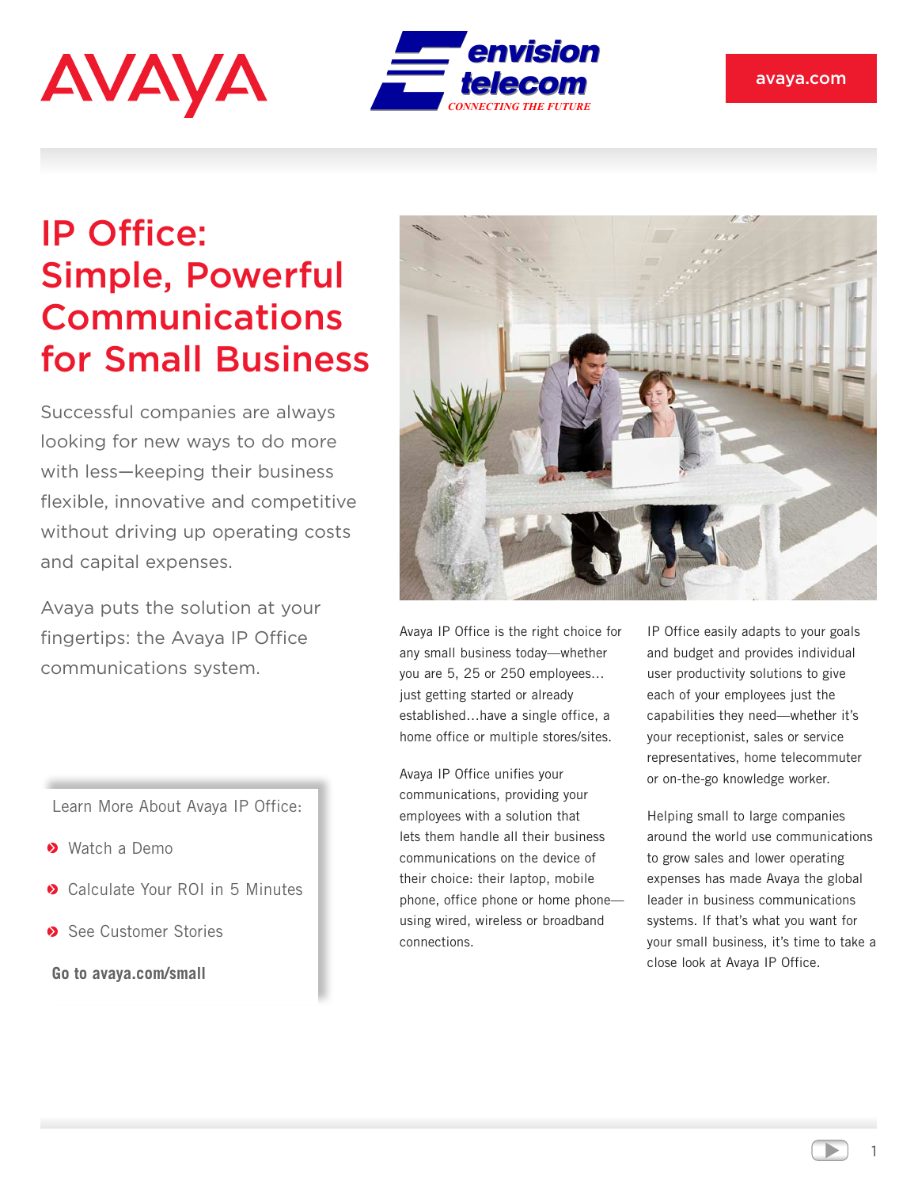AVAYA

envision telecom
CONNECTING THE FUTURE

avaya.com

# IP Office: Simple, Powerful Communications for Small Business

Successful companies are always looking for new ways to do more with less—keeping their business flexible, innovative and competitive without driving up operating costs and capital expenses.

Avaya puts the solution at your fingertips: the Avaya IP Office communications system.

Learn More About Avaya IP Office:

- Watch a Demo
- Calculate Your ROI in 5 Minutes
- See Customer Stories

**Go to avaya.com/small**

Avaya IP Office is the right choice for any small business today—whether you are 5, 25 or 250 employees… just getting started or already established…have a single office, a home office or multiple stores/sites.

Avaya IP Office unifies your communications, providing your employees with a solution that lets them handle all their business communications on the device of their choice: their laptop, mobile phone, office phone or home phone—using wired, wireless or broadband connections.

IP Office easily adapts to your goals and budget and provides individual user productivity solutions to give each of your employees just the capabilities they need—whether it's your receptionist, sales or service representatives, home telecommuter or on-the-go knowledge worker.

Helping small to large companies around the world use communications to grow sales and lower operating expenses has made Avaya the global leader in business communications systems. If that's what you want for your small business, it's time to take a close look at Avaya IP Office.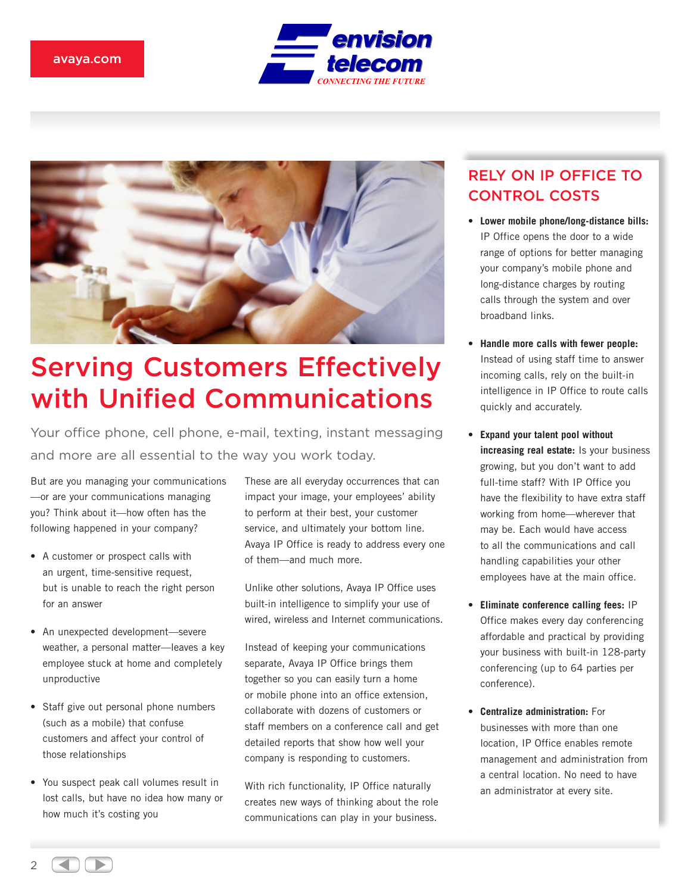avaya.com

envision telecom
CONNECTING THE FUTURE

# Serving Customers Effectively with Unified Communications

Your office phone, cell phone, e-mail, texting, instant messaging and more are all essential to the way you work today.

But are you managing your communications—or are your communications managing you? Think about it—how often has the following happened in your company?

- A customer or prospect calls with an urgent, time-sensitive request, but is unable to reach the right person for an answer
- An unexpected development—severe weather, a personal matter—leaves a key employee stuck at home and completely unproductive
- Staff give out personal phone numbers (such as a mobile) that confuse customers and affect your control of those relationships
- You suspect peak call volumes result in lost calls, but have no idea how many or how much it's costing you

These are all everyday occurrences that can impact your image, your employees' ability to perform at their best, your customer service, and ultimately your bottom line. Avaya IP Office is ready to address every one of them—and much more.

Unlike other solutions, Avaya IP Office uses built-in intelligence to simplify your use of wired, wireless and Internet communications.

Instead of keeping your communications separate, Avaya IP Office brings them together so you can easily turn a home or mobile phone into an office extension, collaborate with dozens of customers or staff members on a conference call and get detailed reports that show how well your company is responding to customers.

With rich functionality, IP Office naturally creates new ways of thinking about the role communications can play in your business.

## RELY ON IP OFFICE TO CONTROL COSTS

- **Lower mobile phone/long-distance bills:** IP Office opens the door to a wide range of options for better managing your company's mobile phone and long-distance charges by routing calls through the system and over broadband links.
- **Handle more calls with fewer people:** Instead of using staff time to answer incoming calls, rely on the built-in intelligence in IP Office to route calls quickly and accurately.
- **Expand your talent pool without increasing real estate:** Is your business growing, but you don't want to add full-time staff? With IP Office you have the flexibility to have extra staff working from home—wherever that may be. Each would have access to all the communications and call handling capabilities your other employees have at the main office.
- **Eliminate conference calling fees:** IP Office makes every day conferencing affordable and practical by providing your business with built-in 128-party conferencing (up to 64 parties per conference).
- **Centralize administration:** For businesses with more than one location, IP Office enables remote management and administration from a central location. No need to have an administrator at every site.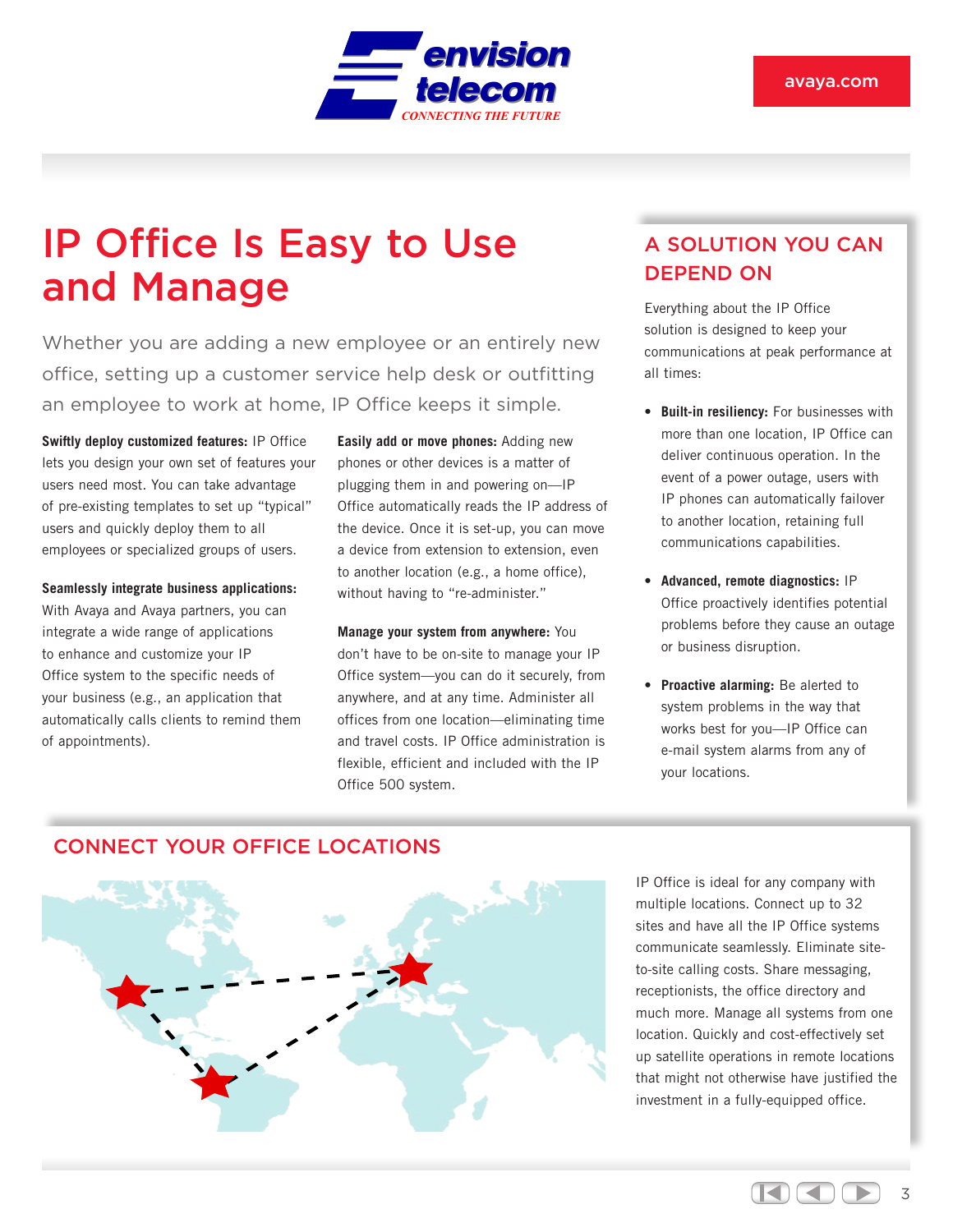# IP Office Is Easy to Use and Manage

Whether you are adding a new employee or an entirely new office, setting up a customer service help desk or outfitting an employee to work at home, IP Office keeps it simple.

**Swiftly deploy customized features:** IP Office lets you design your own set of features your users need most. You can take advantage of pre-existing templates to set up "typical" users and quickly deploy them to all employees or specialized groups of users.

**Seamlessly integrate business applications:** With Avaya and Avaya partners, you can integrate a wide range of applications to enhance and customize your IP Office system to the specific needs of your business (e.g., an application that automatically calls clients to remind them of appointments).

**Easily add or move phones:** Adding new phones or other devices is a matter of plugging them in and powering on—IP Office automatically reads the IP address of the device. Once it is set-up, you can move a device from extension to extension, even to another location (e.g., a home office), without having to "re-administer."

**Manage your system from anywhere:** You don't have to be on-site to manage your IP Office system—you can do it securely, from anywhere, and at any time. Administer all offices from one location—eliminating time and travel costs. IP Office administration is flexible, efficient and included with the IP Office 500 system.

## A SOLUTION YOU CAN DEPEND ON

Everything about the IP Office solution is designed to keep your communications at peak performance at all times:

- **Built-in resiliency:** For businesses with more than one location, IP Office can deliver continuous operation. In the event of a power outage, users with IP phones can automatically failover to another location, retaining full communications capabilities.
- **Advanced, remote diagnostics:** IP Office proactively identifies potential problems before they cause an outage or business disruption.
- **Proactive alarming:** Be alerted to system problems in the way that works best for you—IP Office can e-mail system alarms from any of your locations.

## CONNECT YOUR OFFICE LOCATIONS

IP Office is ideal for any company with multiple locations. Connect up to 32 sites and have all the IP Office systems communicate seamlessly. Eliminate site-to-site calling costs. Share messaging, receptionists, the office directory and much more. Manage all systems from one location. Quickly and cost-effectively set up satellite operations in remote locations that might not otherwise have justified the investment in a fully-equipped office.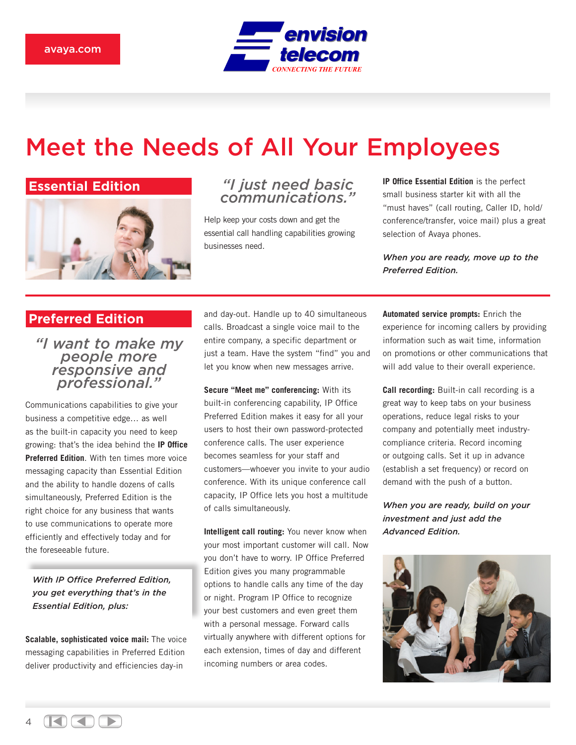avaya.com

# Meet the Needs of All Your Employees

## Essential Edition

*"I just need basic communications."*

Help keep your costs down and get the essential call handling capabilities growing businesses need.

**IP Office Essential Edition** is the perfect small business starter kit with all the "must haves" (call routing, Caller ID, hold/ conference/transfer, voice mail) plus a great selection of Avaya phones.

***When you are ready, move up to the Preferred Edition.***

## Preferred Edition

*"I want to make my people more responsive and professional."*

Communications capabilities to give your business a competitive edge… as well as the built-in capacity you need to keep growing: that's the idea behind the **IP Office Preferred Edition**. With ten times more voice messaging capacity than Essential Edition and the ability to handle dozens of calls simultaneously, Preferred Edition is the right choice for any business that wants to use communications to operate more efficiently and effectively today and for the foreseeable future.

***With IP Office Preferred Edition, you get everything that's in the Essential Edition, plus:***

**Scalable, sophisticated voice mail:** The voice messaging capabilities in Preferred Edition deliver productivity and efficiencies day-in and day-out. Handle up to 40 simultaneous calls. Broadcast a single voice mail to the entire company, a specific department or just a team. Have the system "find" you and let you know when new messages arrive.

**Secure "Meet me" conferencing:** With its built-in conferencing capability, IP Office Preferred Edition makes it easy for all your users to host their own password-protected conference calls. The user experience becomes seamless for your staff and customers—whoever you invite to your audio conference. With its unique conference call capacity, IP Office lets you host a multitude of calls simultaneously.

**Intelligent call routing:** You never know when your most important customer will call. Now you don't have to worry. IP Office Preferred Edition gives you many programmable options to handle calls any time of the day or night. Program IP Office to recognize your best customers and even greet them with a personal message. Forward calls virtually anywhere with different options for each extension, times of day and different incoming numbers or area codes.

**Automated service prompts:** Enrich the experience for incoming callers by providing information such as wait time, information on promotions or other communications that will add value to their overall experience.

**Call recording:** Built-in call recording is a great way to keep tabs on your business operations, reduce legal risks to your company and potentially meet industry-compliance criteria. Record incoming or outgoing calls. Set it up in advance (establish a set frequency) or record on demand with the push of a button.

***When you are ready, build on your investment and just add the Advanced Edition.***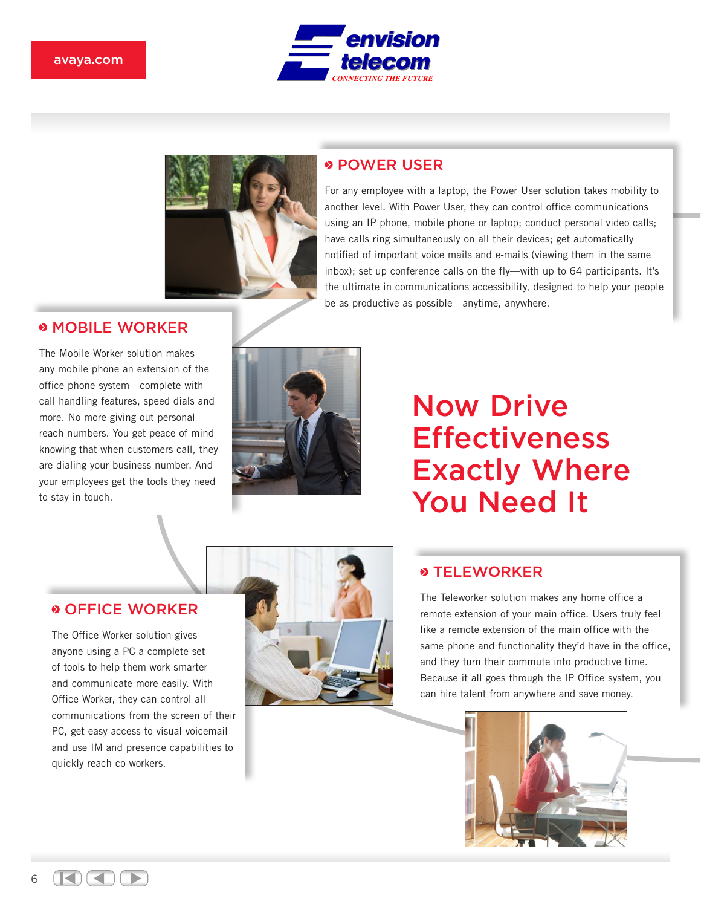# Now Drive Effectiveness Exactly Where You Need It

## POWER USER

For any employee with a laptop, the Power User solution takes mobility to another level. With Power User, they can control office communications using an IP phone, mobile phone or laptop; conduct personal video calls; have calls ring simultaneously on all their devices; get automatically notified of important voice mails and e-mails (viewing them in the same inbox); set up conference calls on the fly—with up to 64 participants. It's the ultimate in communications accessibility, designed to help your people be as productive as possible—anytime, anywhere.

## MOBILE WORKER

The Mobile Worker solution makes any mobile phone an extension of the office phone system—complete with call handling features, speed dials and more. No more giving out personal reach numbers. You get peace of mind knowing that when customers call, they are dialing your business number. And your employees get the tools they need to stay in touch.

## OFFICE WORKER

The Office Worker solution gives anyone using a PC a complete set of tools to help them work smarter and communicate more easily. With Office Worker, they can control all communications from the screen of their PC, get easy access to visual voicemail and use IM and presence capabilities to quickly reach co-workers.

## TELEWORKER

The Teleworker solution makes any home office a remote extension of your main office. Users truly feel like a remote extension of the main office with the same phone and functionality they'd have in the office, and they turn their commute into productive time. Because it all goes through the IP Office system, you can hire talent from anywhere and save money.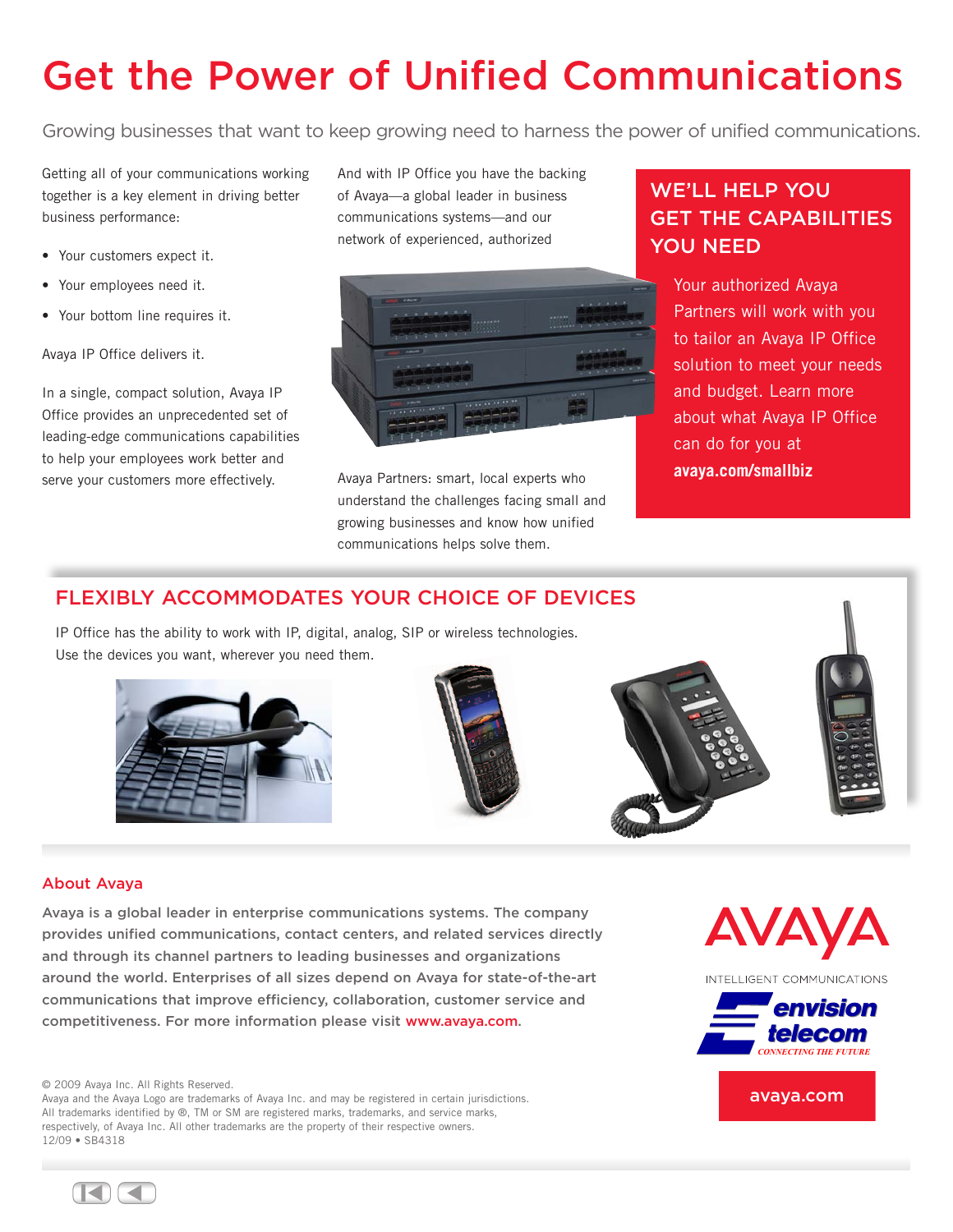# Get the Power of Unified Communications

Growing businesses that want to keep growing need to harness the power of unified communications.

Getting all of your communications working together is a key element in driving better business performance:

- Your customers expect it.
- Your employees need it.
- Your bottom line requires it.

Avaya IP Office delivers it.

In a single, compact solution, Avaya IP Office provides an unprecedented set of leading-edge communications capabilities to help your employees work better and serve your customers more effectively.

And with IP Office you have the backing of Avaya—a global leader in business communications systems—and our network of experienced, authorized

Avaya Partners: smart, local experts who understand the challenges facing small and growing businesses and know how unified communications helps solve them.

## WE'LL HELP YOU GET THE CAPABILITIES YOU NEED

Your authorized Avaya Partners will work with you to tailor an Avaya IP Office solution to meet your needs and budget. Learn more about what Avaya IP Office can do for you at **avaya.com/smallbiz**

## FLEXIBLY ACCOMMODATES YOUR CHOICE OF DEVICES

IP Office has the ability to work with IP, digital, analog, SIP or wireless technologies. Use the devices you want, wherever you need them.

### About Avaya

Avaya is a global leader in enterprise communications systems. The company provides unified communications, contact centers, and related services directly and through its channel partners to leading businesses and organizations around the world. Enterprises of all sizes depend on Avaya for state-of-the-art communications that improve efficiency, collaboration, customer service and competitiveness. For more information please visit www.avaya.com.

AVAYA

INTELLIGENT COMMUNICATIONS

envision telecom

CONNECTING THE FUTURE

avaya.com

© 2009 Avaya Inc. All Rights Reserved.
Avaya and the Avaya Logo are trademarks of Avaya Inc. and may be registered in certain jurisdictions.
All trademarks identified by ®, TM or SM are registered marks, trademarks, and service marks, respectively, of Avaya Inc. All other trademarks are the property of their respective owners.
12/09 • SB4318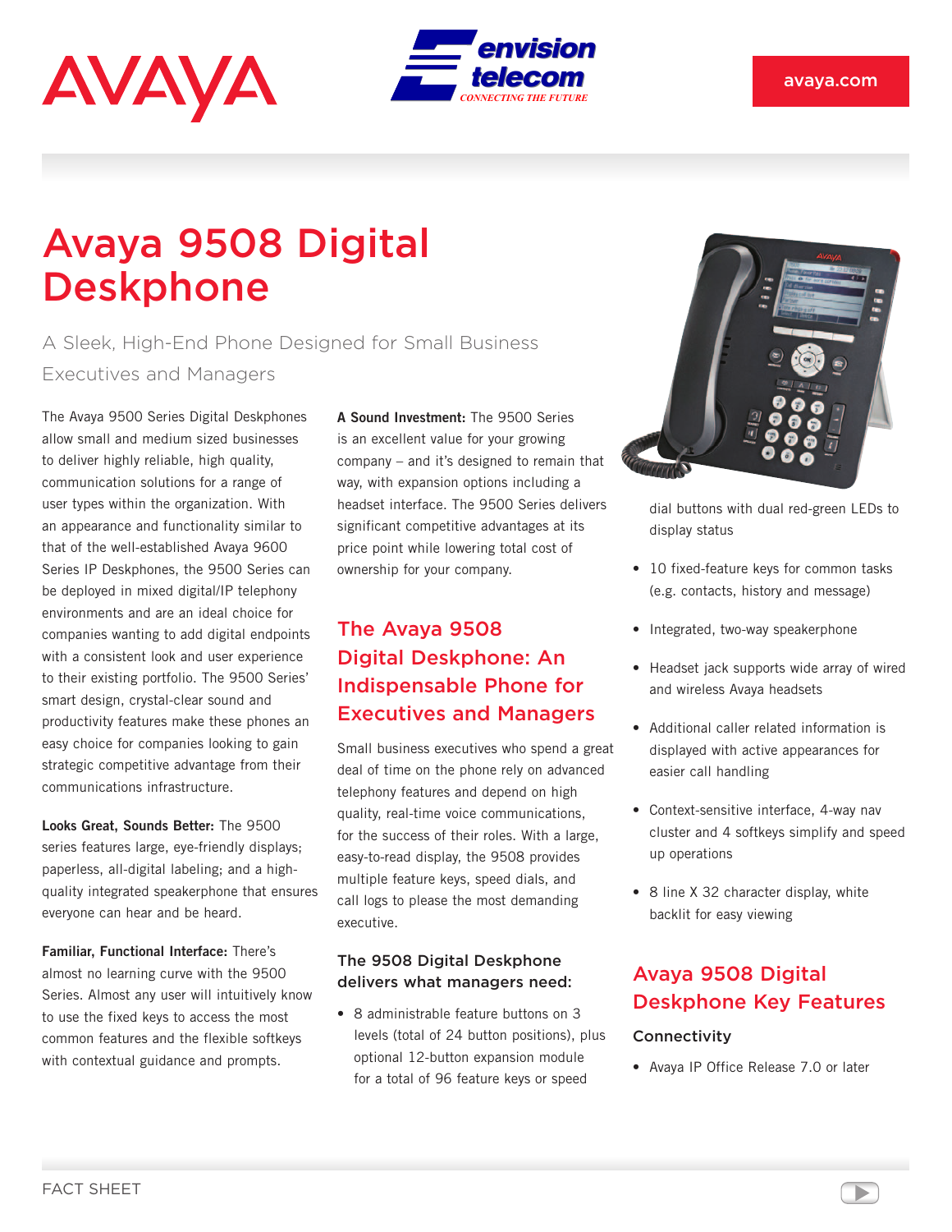AVAYA

envision telecom CONNECTING THE FUTURE

avaya.com

# Avaya 9508 Digital Deskphone

A Sleek, High-End Phone Designed for Small Business Executives and Managers

The Avaya 9500 Series Digital Deskphones allow small and medium sized businesses to deliver highly reliable, high quality, communication solutions for a range of user types within the organization. With an appearance and functionality similar to that of the well-established Avaya 9600 Series IP Deskphones, the 9500 Series can be deployed in mixed digital/IP telephony environments and are an ideal choice for companies wanting to add digital endpoints with a consistent look and user experience to their existing portfolio. The 9500 Series' smart design, crystal-clear sound and productivity features make these phones an easy choice for companies looking to gain strategic competitive advantage from their communications infrastructure.

**Looks Great, Sounds Better:** The 9500 series features large, eye-friendly displays; paperless, all-digital labeling; and a high-quality integrated speakerphone that ensures everyone can hear and be heard.

**Familiar, Functional Interface:** There's almost no learning curve with the 9500 Series. Almost any user will intuitively know to use the fixed keys to access the most common features and the flexible softkeys with contextual guidance and prompts.

**A Sound Investment:** The 9500 Series is an excellent value for your growing company – and it's designed to remain that way, with expansion options including a headset interface. The 9500 Series delivers significant competitive advantages at its price point while lowering total cost of ownership for your company.

## The Avaya 9508 Digital Deskphone: An Indispensable Phone for Executives and Managers

Small business executives who spend a great deal of time on the phone rely on advanced telephony features and depend on high quality, real-time voice communications, for the success of their roles. With a large, easy-to-read display, the 9508 provides multiple feature keys, speed dials, and call logs to please the most demanding executive.

### The 9508 Digital Deskphone delivers what managers need:

- 8 administrable feature buttons on 3 levels (total of 24 button positions), plus optional 12-button expansion module for a total of 96 feature keys or speed dial buttons with dual red-green LEDs to display status
- 10 fixed-feature keys for common tasks (e.g. contacts, history and message)
- Integrated, two-way speakerphone
- Headset jack supports wide array of wired and wireless Avaya headsets
- Additional caller related information is displayed with active appearances for easier call handling
- Context-sensitive interface, 4-way nav cluster and 4 softkeys simplify and speed up operations
- 8 line X 32 character display, white backlit for easy viewing

## Avaya 9508 Digital Deskphone Key Features

### Connectivity

- Avaya IP Office Release 7.0 or later

FACT SHEET